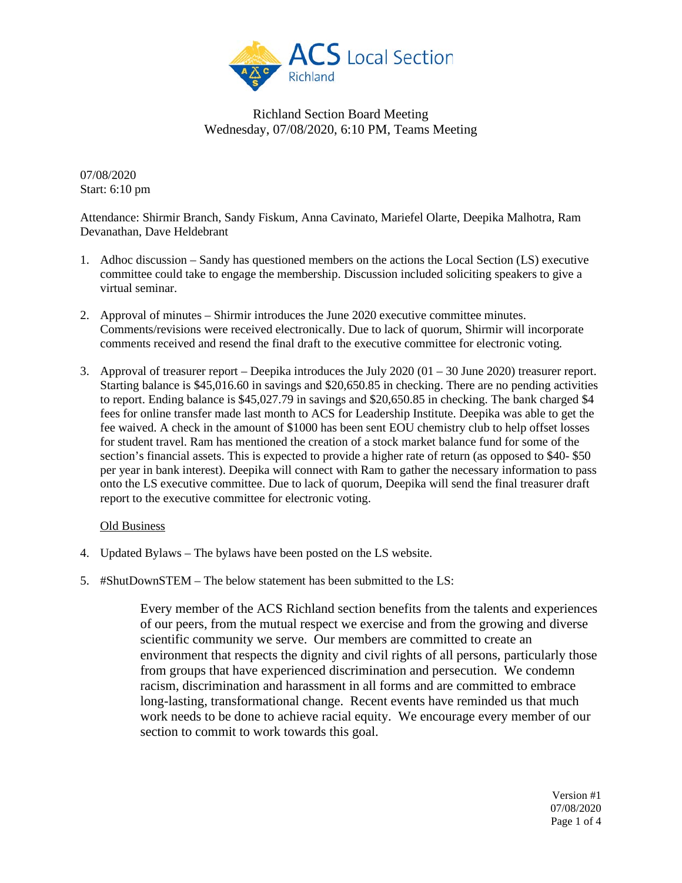# ACS Local Section Richland

## Richland Section Board Meeting
Wednesday, 07/08/2020, 6:10 PM, Teams Meeting

07/08/2020
Start: 6:10 pm

Attendance: Shirmir Branch, Sandy Fiskum, Anna Cavinato, Mariefel Olarte, Deepika Malhotra, Ram Devanathan, Dave Heldebrant

1. Adhoc discussion – Sandy has questioned members on the actions the Local Section (LS) executive committee could take to engage the membership. Discussion included soliciting speakers to give a virtual seminar.

2. Approval of minutes – Shirmir introduces the June 2020 executive committee minutes. Comments/revisions were received electronically. Due to lack of quorum, Shirmir will incorporate comments received and resend the final draft to the executive committee for electronic voting.

3. Approval of treasurer report – Deepika introduces the July 2020 (01 – 30 June 2020) treasurer report. Starting balance is $45,016.60 in savings and $20,650.85 in checking. There are no pending activities to report. Ending balance is $45,027.79 in savings and $20,650.85 in checking. The bank charged $4 fees for online transfer made last month to ACS for Leadership Institute. Deepika was able to get the fee waived. A check in the amount of $1000 has been sent EOU chemistry club to help offset losses for student travel. Ram has mentioned the creation of a stock market balance fund for some of the section's financial assets. This is expected to provide a higher rate of return (as opposed to $40- $50 per year in bank interest). Deepika will connect with Ram to gather the necessary information to pass onto the LS executive committee. Due to lack of quorum, Deepika will send the final treasurer draft report to the executive committee for electronic voting.

<u>Old Business</u>

4. Updated Bylaws – The bylaws have been posted on the LS website.

5. #ShutDownSTEM – The below statement has been submitted to the LS:

> Every member of the ACS Richland section benefits from the talents and experiences of our peers, from the mutual respect we exercise and from the growing and diverse scientific community we serve. Our members are committed to create an environment that respects the dignity and civil rights of all persons, particularly those from groups that have experienced discrimination and persecution. We condemn racism, discrimination and harassment in all forms and are committed to embrace long-lasting, transformational change. Recent events have reminded us that much work needs to be done to achieve racial equity. We encourage every member of our section to commit to work towards this goal.

Version #1
07/08/2020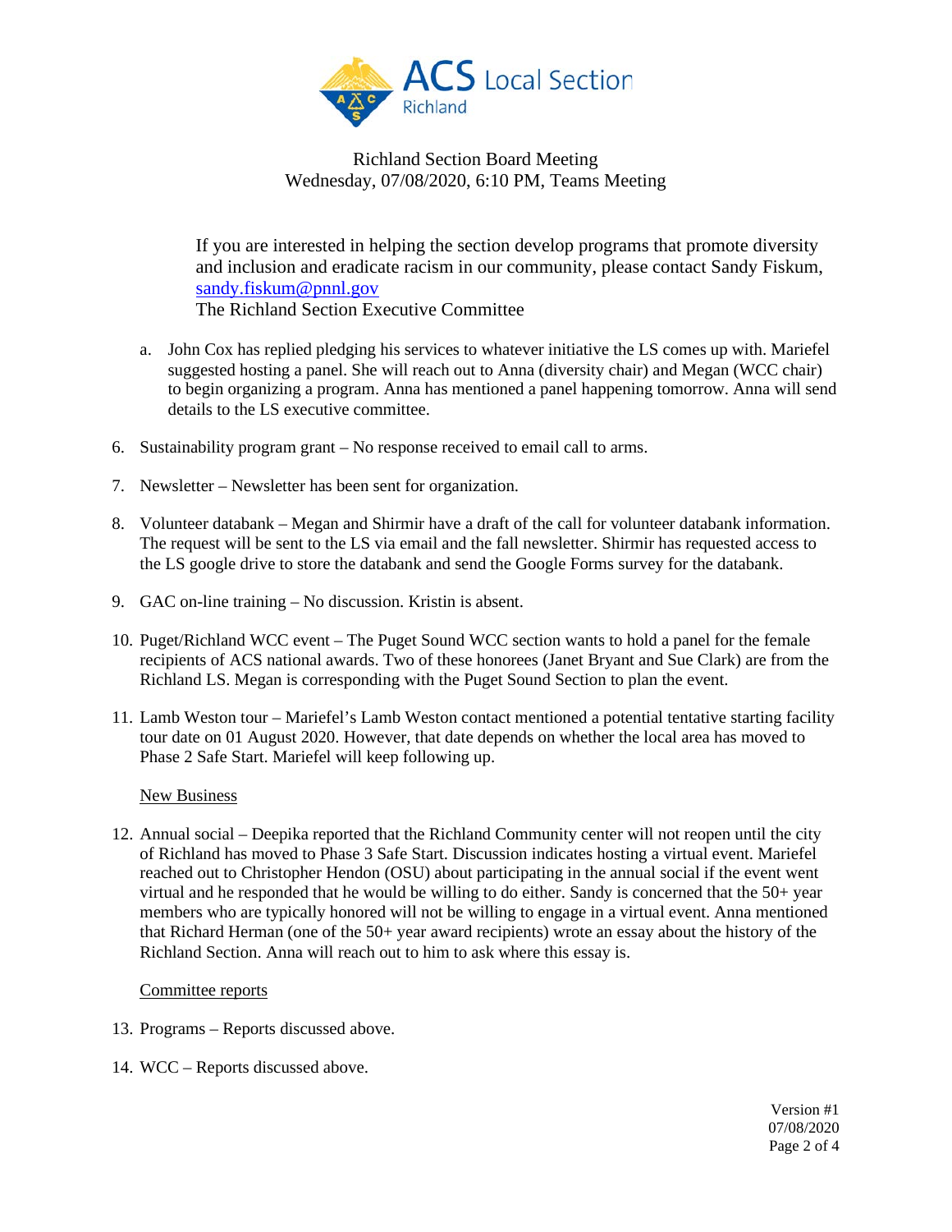Richland Section Board Meeting
Wednesday, 07/08/2020, 6:10 PM, Teams Meeting

> If you are interested in helping the section develop programs that promote diversity and inclusion and eradicate racism in our community, please contact Sandy Fiskum, [sandy.fiskum@pnnl.gov](mailto:sandy.fiskum@pnnl.gov)
> The Richland Section Executive Committee

a. John Cox has replied pledging his services to whatever initiative the LS comes up with. Mariefel suggested hosting a panel. She will reach out to Anna (diversity chair) and Megan (WCC chair) to begin organizing a program. Anna has mentioned a panel happening tomorrow. Anna will send details to the LS executive committee.

6. Sustainability program grant – No response received to email call to arms.

7. Newsletter – Newsletter has been sent for organization.

8. Volunteer databank – Megan and Shirmir have a draft of the call for volunteer databank information. The request will be sent to the LS via email and the fall newsletter. Shirmir has requested access to the LS google drive to store the databank and send the Google Forms survey for the databank.

9. GAC on-line training – No discussion. Kristin is absent.

10. Puget/Richland WCC event – The Puget Sound WCC section wants to hold a panel for the female recipients of ACS national awards. Two of these honorees (Janet Bryant and Sue Clark) are from the Richland LS. Megan is corresponding with the Puget Sound Section to plan the event.

11. Lamb Weston tour – Mariefel's Lamb Weston contact mentioned a potential tentative starting facility tour date on 01 August 2020. However, that date depends on whether the local area has moved to Phase 2 Safe Start. Mariefel will keep following up.

<u>New Business</u>

12. Annual social – Deepika reported that the Richland Community center will not reopen until the city of Richland has moved to Phase 3 Safe Start. Discussion indicates hosting a virtual event. Mariefel reached out to Christopher Hendon (OSU) about participating in the annual social if the event went virtual and he responded that he would be willing to do either. Sandy is concerned that the 50+ year members who are typically honored will not be willing to engage in a virtual event. Anna mentioned that Richard Herman (one of the 50+ year award recipients) wrote an essay about the history of the Richland Section. Anna will reach out to him to ask where this essay is.

<u>Committee reports</u>

13. Programs – Reports discussed above.

14. WCC – Reports discussed above.

Version #1
07/08/2020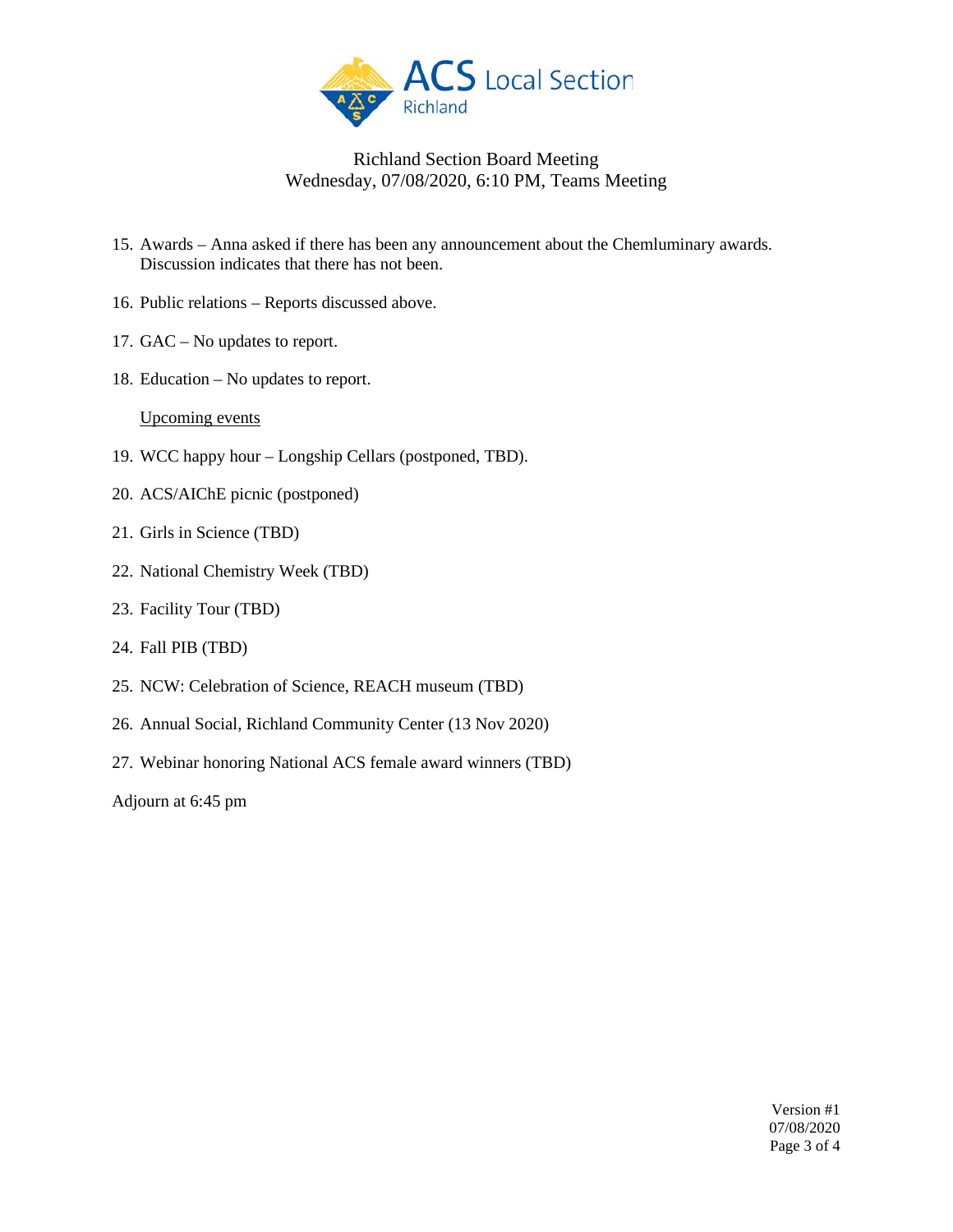Richland Section Board Meeting
Wednesday, 07/08/2020, 6:10 PM, Teams Meeting

15. Awards – Anna asked if there has been any announcement about the Chemluminary awards. Discussion indicates that there has not been.

16. Public relations – Reports discussed above.

17. GAC – No updates to report.

18. Education – No updates to report.

    Upcoming events

19. WCC happy hour – Longship Cellars (postponed, TBD).

20. ACS/AIChE picnic (postponed)

21. Girls in Science (TBD)

22. National Chemistry Week (TBD)

23. Facility Tour (TBD)

24. Fall PIB (TBD)

25. NCW: Celebration of Science, REACH museum (TBD)

26. Annual Social, Richland Community Center (13 Nov 2020)

27. Webinar honoring National ACS female award winners (TBD)

Adjourn at 6:45 pm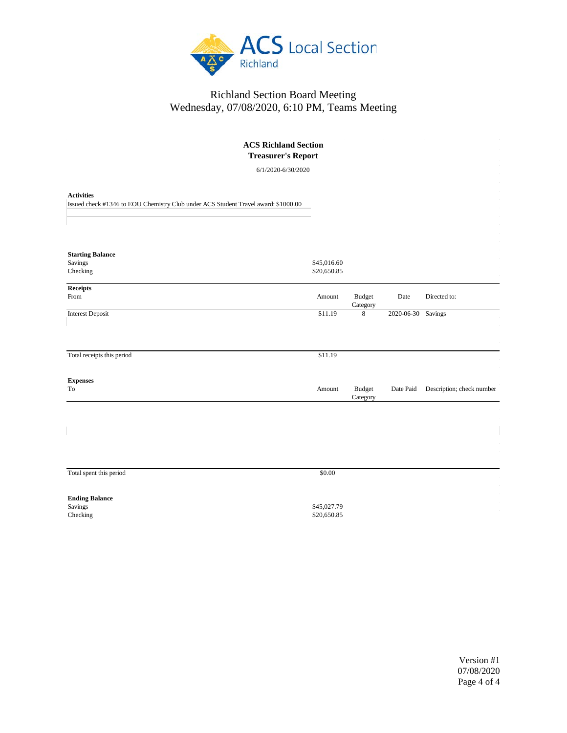Richland Section Board Meeting
Wednesday, 07/08/2020, 6:10 PM, Teams Meeting

## ACS Richland Section
## Treasurer's Report

6/1/2020-6/30/2020

**Activities**

Issued check #1346 to EOU Chemistry Club under ACS Student Travel award: $1000.00

**Starting Balance**

| | |
|---|---|
| Savings | $45,016.60 |
| Checking | $20,650.85 |

**Receipts**

| From | Amount | Budget Category | Date | Directed to: |
|---|---|---|---|---|
| Interest Deposit | $11.19 | 8 | 2020-06-30 | Savings |
| Total receipts this period | $11.19 | | | |

**Expenses**

| To | Amount | Budget Category | Date Paid | Description; check number |
|---|---|---|---|---|
| Total spent this period | $0.00 | | | |

**Ending Balance**

| | |
|---|---|
| Savings | $45,027.79 |
| Checking | $20,650.85 |

Version #1
07/08/2020